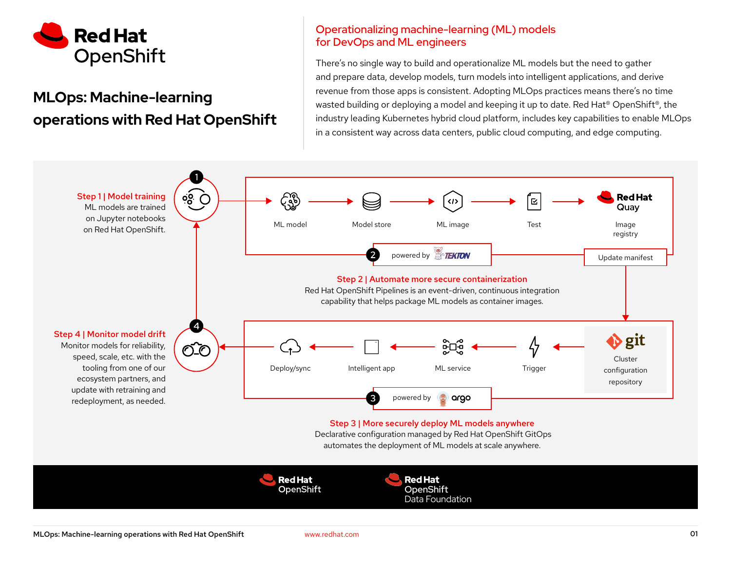# Red Hat OpenShift

## MLOps: Machine-learning operations with Red Hat OpenShift

### Operationalizing machine-learning (ML) models for DevOps and ML engineers

There's no single way to build and operationalize ML models but the need to gather and prepare data, develop models, turn models into intelligent applications, and derive revenue from those apps is consistent. Adopting MLOps practices means there's no time wasted building or deploying a model and keeping it up to date. Red Hat® OpenShift®, the industry leading Kubernetes hybrid cloud platform, includes key capabilities to enable MLOps in a consistent way across data centers, public cloud computing, and edge computing.

**Step 1 | Model training**
ML models are trained on Jupyter notebooks on Red Hat OpenShift.

ML model → Model store → ML image → Test → Red Hat Quay Image registry

2 powered by Tekton

Update manifest

**Step 2 | Automate more secure containerization**
Red Hat OpenShift Pipelines is an event-driven, continuous integration capability that helps package ML models as container images.

git Cluster configuration repository → Trigger → ML service → Intelligent app → Deploy/sync

3 powered by argo

**Step 3 | More securely deploy ML models anywhere**
Declarative configuration managed by Red Hat OpenShift GitOps automates the deployment of ML models at scale anywhere.

**Step 4 | Monitor model drift**
Monitor models for reliability, speed, scale, etc. with the tooling from one of our ecosystem partners, and update with retraining and redeployment, as needed.

Red Hat OpenShift | Red Hat OpenShift Data Foundation

www.redhat.com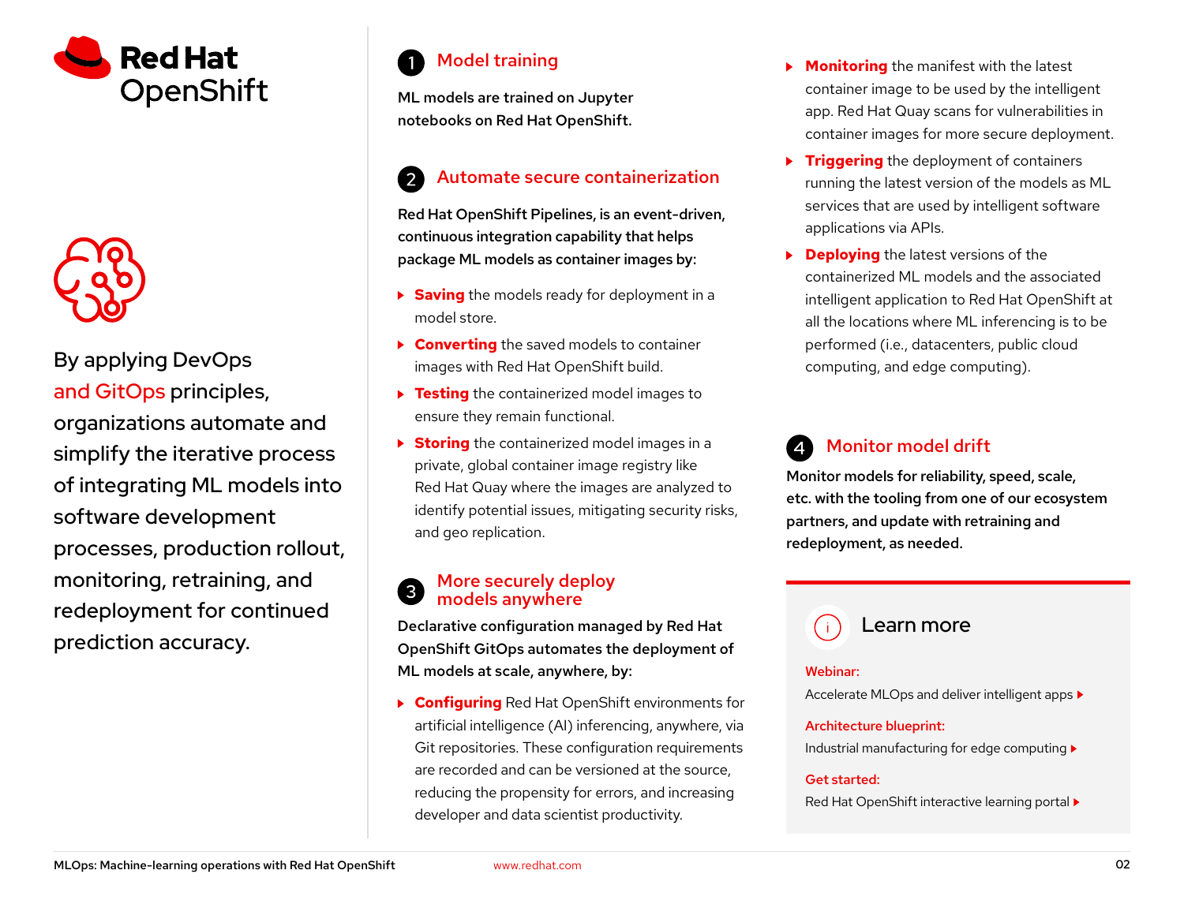Red Hat OpenShift

By applying DevOps and GitOps principles, organizations automate and simplify the iterative process of integrating ML models into software development processes, production rollout, monitoring, retraining, and redeployment for continued prediction accuracy.

## 1 Model training

**ML models are trained on Jupyter notebooks on Red Hat OpenShift.**

## 2 Automate secure containerization

**Red Hat OpenShift Pipelines, is an event-driven, continuous integration capability that helps package ML models as container images by:**

- **Saving** the models ready for deployment in a model store.
- **Converting** the saved models to container images with Red Hat OpenShift build.
- **Testing** the containerized model images to ensure they remain functional.
- **Storing** the containerized model images in a private, global container image registry like Red Hat Quay where the images are analyzed to identify potential issues, mitigating security risks, and geo replication.

## 3 More securely deploy models anywhere

**Declarative configuration managed by Red Hat OpenShift GitOps automates the deployment of ML models at scale, anywhere, by:**

- **Configuring** Red Hat OpenShift environments for artificial intelligence (AI) inferencing, anywhere, via Git repositories. These configuration requirements are recorded and can be versioned at the source, reducing the propensity for errors, and increasing developer and data scientist productivity.
- **Monitoring** the manifest with the latest container image to be used by the intelligent app. Red Hat Quay scans for vulnerabilities in container images for more secure deployment.
- **Triggering** the deployment of containers running the latest version of the models as ML services that are used by intelligent software applications via APIs.
- **Deploying** the latest versions of the containerized ML models and the associated intelligent application to Red Hat OpenShift at all the locations where ML inferencing is to be performed (i.e., datacenters, public cloud computing, and edge computing).

## 4 Monitor model drift

**Monitor models for reliability, speed, scale, etc. with the tooling from one of our ecosystem partners, and update with retraining and redeployment, as needed.**

## Learn more

**Webinar:**
Accelerate MLOps and deliver intelligent apps

**Architecture blueprint:**
Industrial manufacturing for edge computing

**Get started:**
Red Hat OpenShift interactive learning portal